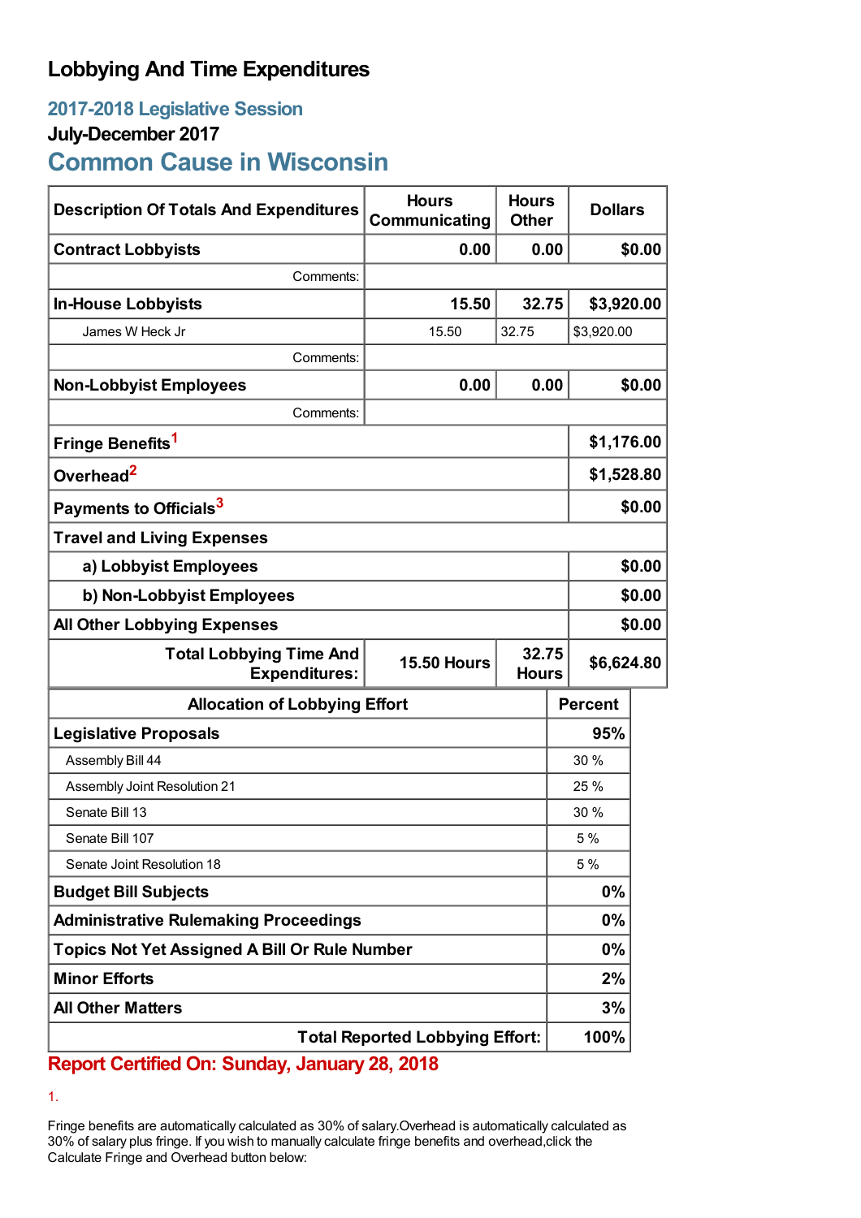# Lobbying And Time Expenditures

## 2017-2018 Legislative Session

### July-December 2017

## Common Cause in Wisconsin

| Description Of Totals And Expenditures | Hours Communicating | Hours Other | Dollars |
|---|---|---|---|
| **Contract Lobbyists** | **0.00** | **0.00** | **$0.00** |
| Comments: | | | |
| **In-House Lobbyists** | **15.50** | **32.75** | **$3,920.00** |
| James W Heck Jr | 15.50 | 32.75 | $3,920.00 |
| Comments: | | | |
| **Non-Lobbyist Employees** | **0.00** | **0.00** | **$0.00** |
| Comments: | | | |
| **Fringe Benefits**[1] | | | **$1,176.00** |
| **Overhead**[2] | | | **$1,528.80** |
| **Payments to Officials**[3] | | | **$0.00** |
| **Travel and Living Expenses** | | | |
| **a) Lobbyist Employees** | | | **$0.00** |
| **b) Non-Lobbyist Employees** | | | **$0.00** |
| **All Other Lobbying Expenses** | | | **$0.00** |
| **Total Lobbying Time And Expenditures:** | **15.50 Hours** | **32.75 Hours** | **$6,624.80** |

| Allocation of Lobbying Effort | Percent |
|---|---|
| **Legislative Proposals** | **95%** |
| Assembly Bill 44 | 30 % |
| Assembly Joint Resolution 21 | 25 % |
| Senate Bill 13 | 30 % |
| Senate Bill 107 | 5 % |
| Senate Joint Resolution 18 | 5 % |
| **Budget Bill Subjects** | **0%** |
| **Administrative Rulemaking Proceedings** | **0%** |
| **Topics Not Yet Assigned A Bill Or Rule Number** | **0%** |
| **Minor Efforts** | **2%** |
| **All Other Matters** | **3%** |
| **Total Reported Lobbying Effort:** | **100%** |

**Report Certified On: Sunday, January 28, 2018**

1.

Fringe benefits are automatically calculated as 30% of salary.Overhead is automatically calculated as 30% of salary plus fringe. If you wish to manually calculate fringe benefits and overhead,click the Calculate Fringe and Overhead button below: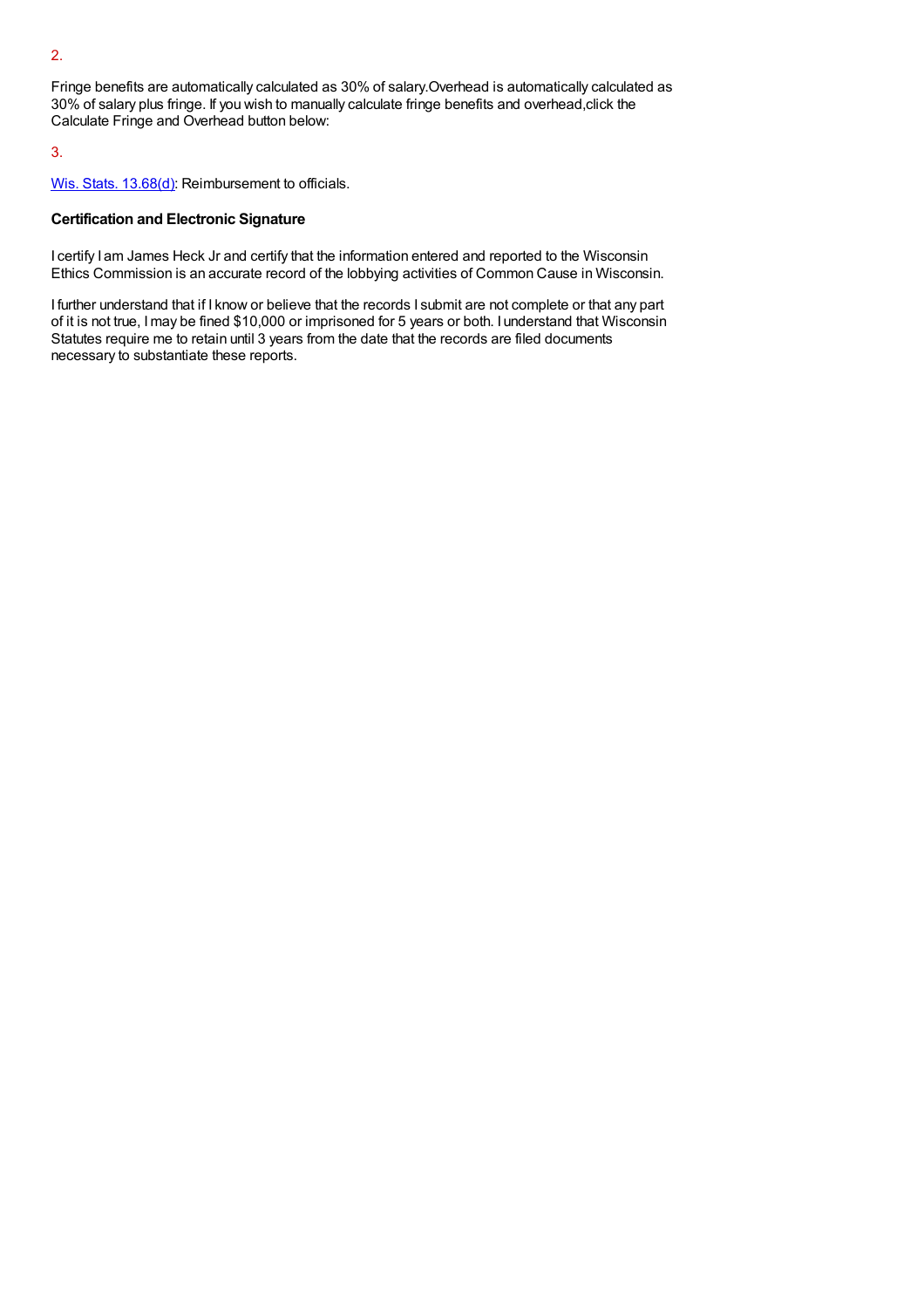2.

Fringe benefits are automatically calculated as 30% of salary.Overhead is automatically calculated as 30% of salary plus fringe. If you wish to manually calculate fringe benefits and overhead,click the Calculate Fringe and Overhead button below:

3.

[Wis. Stats. 13.68(d)](): Reimbursement to officials.

**Certification and Electronic Signature**

I certify I am James Heck Jr and certify that the information entered and reported to the Wisconsin Ethics Commission is an accurate record of the lobbying activities of Common Cause in Wisconsin.

I further understand that if I know or believe that the records I submit are not complete or that any part of it is not true, I may be fined $10,000 or imprisoned for 5 years or both. I understand that Wisconsin Statutes require me to retain until 3 years from the date that the records are filed documents necessary to substantiate these reports.